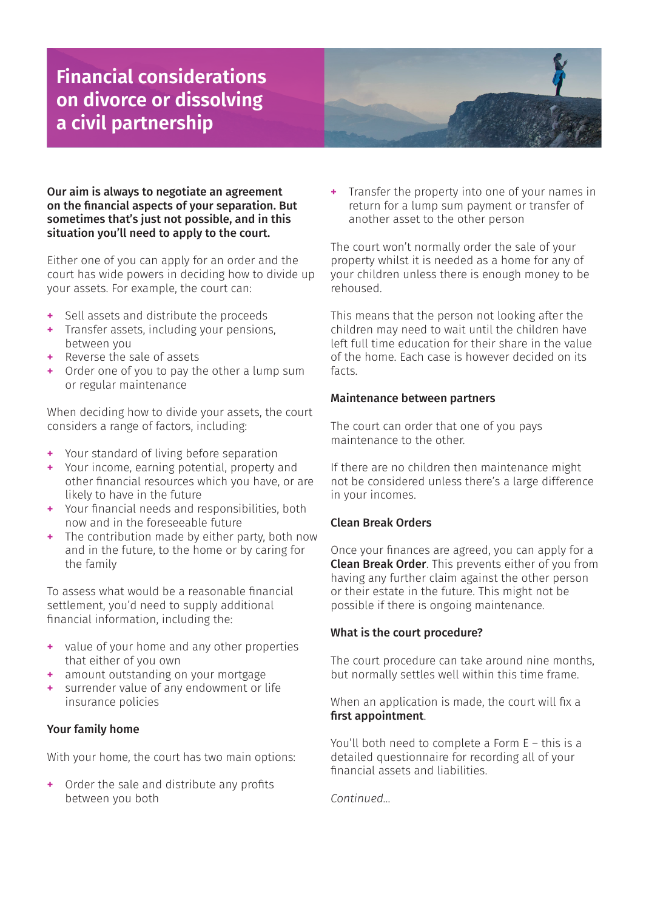# Financial considerations on divorce or dissolving a civil partnership

**Our aim is always to negotiate an agreement on the financial aspects of your separation. But sometimes that's just not possible, and in this situation you'll need to apply to the court.**

Either one of you can apply for an order and the court has wide powers in deciding how to divide up your assets. For example, the court can:

- Sell assets and distribute the proceeds
- Transfer assets, including your pensions, between you
- Reverse the sale of assets
- Order one of you to pay the other a lump sum or regular maintenance

When deciding how to divide your assets, the court considers a range of factors, including:

- Your standard of living before separation
- Your income, earning potential, property and other financial resources which you have, or are likely to have in the future
- Your financial needs and responsibilities, both now and in the foreseeable future
- The contribution made by either party, both now and in the future, to the home or by caring for the family

To assess what would be a reasonable financial settlement, you'd need to supply additional financial information, including the:

- value of your home and any other properties that either of you own
- amount outstanding on your mortgage
- surrender value of any endowment or life insurance policies

### Your family home

With your home, the court has two main options:

- Order the sale and distribute any profits between you both
- Transfer the property into one of your names in return for a lump sum payment or transfer of another asset to the other person

The court won't normally order the sale of your property whilst it is needed as a home for any of your children unless there is enough money to be rehoused.

This means that the person not looking after the children may need to wait until the children have left full time education for their share in the value of the home. Each case is however decided on its facts.

### Maintenance between partners

The court can order that one of you pays maintenance to the other.

If there are no children then maintenance might not be considered unless there's a large difference in your incomes.

### Clean Break Orders

Once your finances are agreed, you can apply for a **Clean Break Order**. This prevents either of you from having any further claim against the other person or their estate in the future. This might not be possible if there is ongoing maintenance.

### What is the court procedure?

The court procedure can take around nine months, but normally settles well within this time frame.

When an application is made, the court will fix a **first appointment**.

You'll both need to complete a Form E – this is a detailed questionnaire for recording all of your financial assets and liabilities.

*Continued...*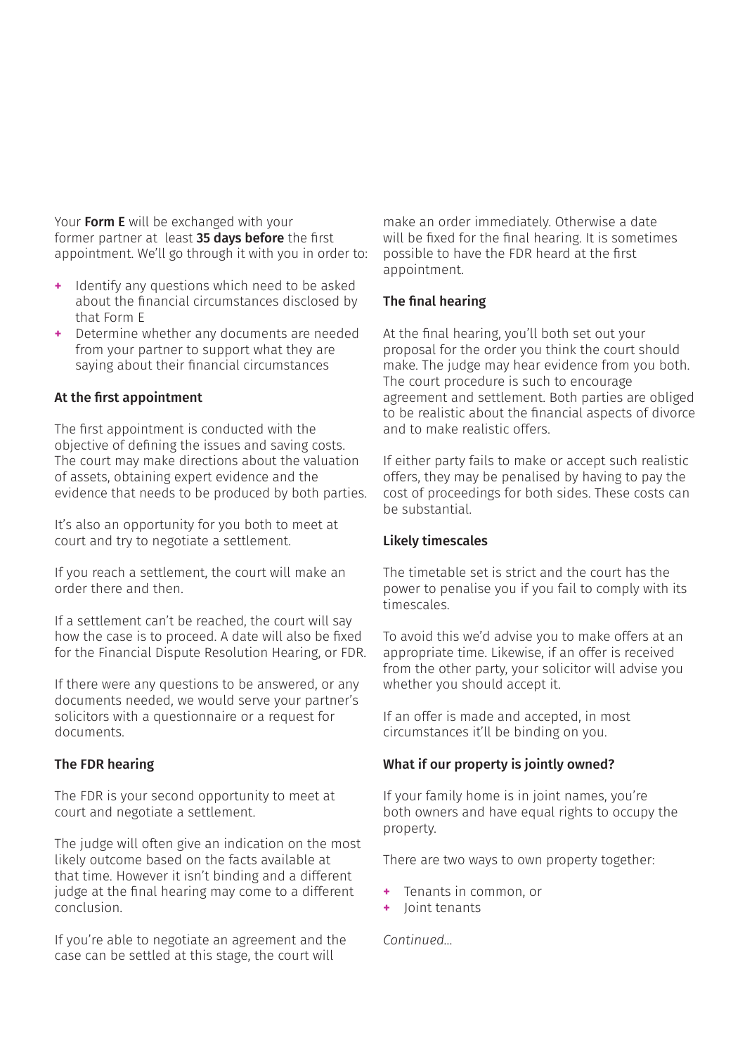Your **Form E** will be exchanged with your former partner at least **35 days before** the first appointment. We'll go through it with you in order to:

+ Identify any questions which need to be asked about the financial circumstances disclosed by that Form E
+ Determine whether any documents are needed from your partner to support what they are saying about their financial circumstances

### At the first appointment

The first appointment is conducted with the objective of defining the issues and saving costs. The court may make directions about the valuation of assets, obtaining expert evidence and the evidence that needs to be produced by both parties.

It's also an opportunity for you both to meet at court and try to negotiate a settlement.

If you reach a settlement, the court will make an order there and then.

If a settlement can't be reached, the court will say how the case is to proceed. A date will also be fixed for the Financial Dispute Resolution Hearing, or FDR.

If there were any questions to be answered, or any documents needed, we would serve your partner's solicitors with a questionnaire or a request for documents.

### The FDR hearing

The FDR is your second opportunity to meet at court and negotiate a settlement.

The judge will often give an indication on the most likely outcome based on the facts available at that time. However it isn't binding and a different judge at the final hearing may come to a different conclusion.

If you're able to negotiate an agreement and the case can be settled at this stage, the court will make an order immediately. Otherwise a date will be fixed for the final hearing. It is sometimes possible to have the FDR heard at the first appointment.

### The final hearing

At the final hearing, you'll both set out your proposal for the order you think the court should make. The judge may hear evidence from you both. The court procedure is such to encourage agreement and settlement. Both parties are obliged to be realistic about the financial aspects of divorce and to make realistic offers.

If either party fails to make or accept such realistic offers, they may be penalised by having to pay the cost of proceedings for both sides. These costs can be substantial.

### Likely timescales

The timetable set is strict and the court has the power to penalise you if you fail to comply with its timescales.

To avoid this we'd advise you to make offers at an appropriate time. Likewise, if an offer is received from the other party, your solicitor will advise you whether you should accept it.

If an offer is made and accepted, in most circumstances it'll be binding on you.

### What if our property is jointly owned?

If your family home is in joint names, you're both owners and have equal rights to occupy the property.

There are two ways to own property together:

+ Tenants in common, or
+ Joint tenants

*Continued...*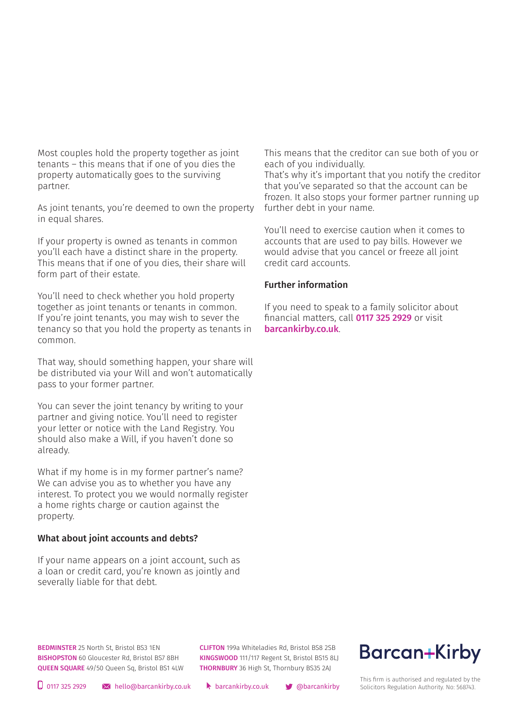Most couples hold the property together as joint tenants – this means that if one of you dies the property automatically goes to the surviving partner.

As joint tenants, you're deemed to own the property in equal shares.

If your property is owned as tenants in common you'll each have a distinct share in the property. This means that if one of you dies, their share will form part of their estate.

You'll need to check whether you hold property together as joint tenants or tenants in common. If you're joint tenants, you may wish to sever the tenancy so that you hold the property as tenants in common.

That way, should something happen, your share will be distributed via your Will and won't automatically pass to your former partner.

You can sever the joint tenancy by writing to your partner and giving notice. You'll need to register your letter or notice with the Land Registry. You should also make a Will, if you haven't done so already.

What if my home is in my former partner's name? We can advise you as to whether you have any interest. To protect you we would normally register a home rights charge or caution against the property.

### What about joint accounts and debts?

If your name appears on a joint account, such as a loan or credit card, you're known as jointly and severally liable for that debt.

This means that the creditor can sue both of you or each of you individually.
That's why it's important that you notify the creditor that you've separated so that the account can be frozen. It also stops your former partner running up further debt in your name.

You'll need to exercise caution when it comes to accounts that are used to pay bills. However we would advise that you cancel or freeze all joint credit card accounts.

### Further information

If you need to speak to a family solicitor about financial matters, call **0117 325 2929** or visit **barcankirby.co.uk**.

**BEDMINSTER** 25 North St, Bristol BS3 1EN
**BISHOPSTON** 60 Gloucester Rd, Bristol BS7 8BH
**QUEEN SQUARE** 49/50 Queen Sq, Bristol BS1 4LW
**CLIFTON** 199a Whiteladies Rd, Bristol BS8 2SB
**KINGSWOOD** 111/117 Regent St, Bristol BS15 8LJ
**THORNBURY** 36 High St, Thornbury BS35 2AJ

Barcan+Kirby

0117 325 2929 hello@barcankirby.co.uk barcankirby.co.uk @barcankirby

This firm is authorised and regulated by the Solicitors Regulation Authority. No: 568743.